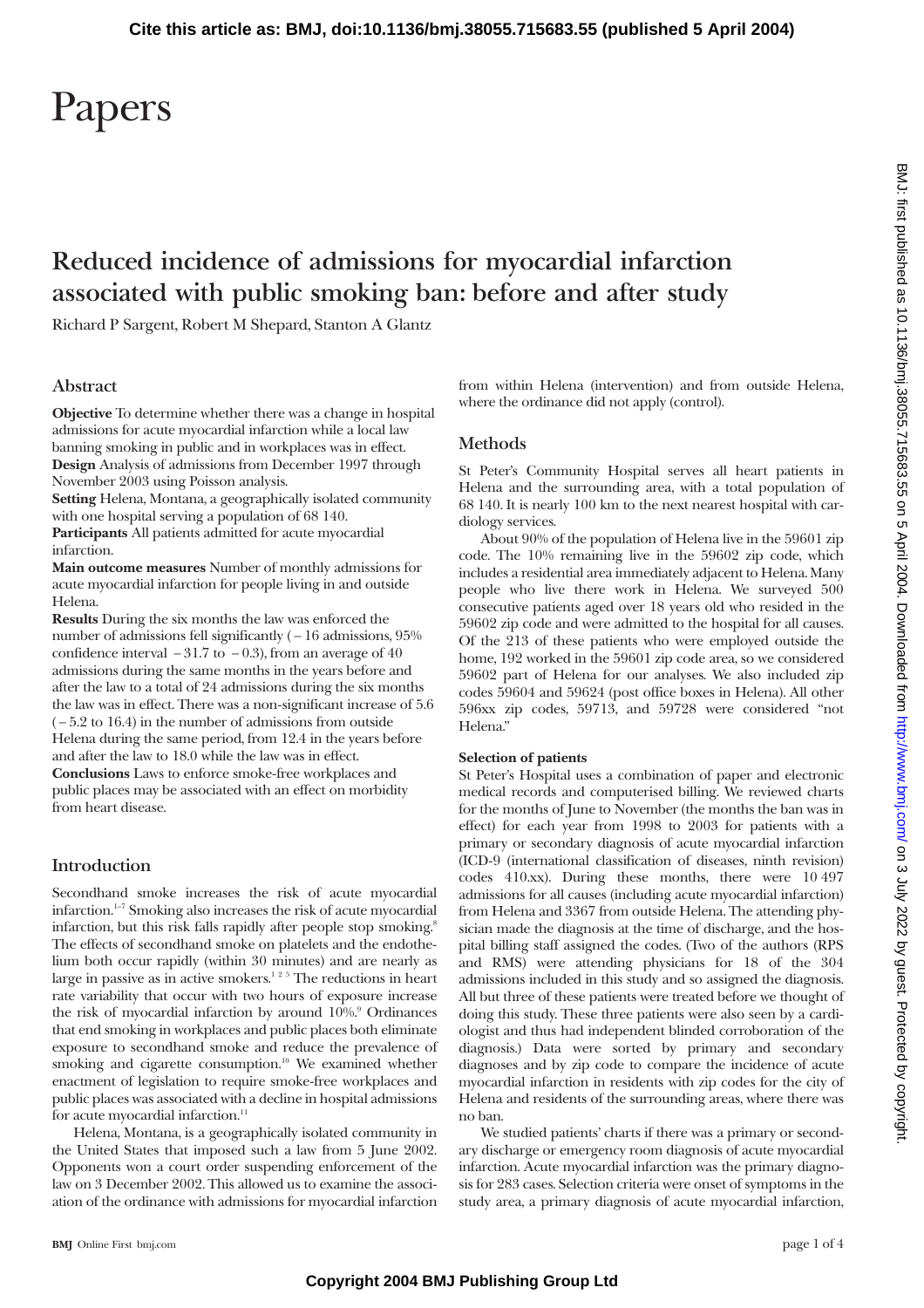# Papers

## Reduced incidence of admissions for myocardial infarction associated with public smoking ban: before and after study

Richard P Sargent, Robert M Shepard, Stanton A Glantz

### Abstract

**Objective** To determine whether there was a change in hospital admissions for acute myocardial infarction while a local law banning smoking in public and in workplaces was in effect.

**Design** Analysis of admissions from December 1997 through November 2003 using Poisson analysis.

**Setting** Helena, Montana, a geographically isolated community with one hospital serving a population of 68 140.

**Participants** All patients admitted for acute myocardial infarction.

**Main outcome measures** Number of monthly admissions for acute myocardial infarction for people living in and outside Helena.

**Results** During the six months the law was enforced the number of admissions fell significantly (−16 admissions, 95% confidence interval −31.7 to −0.3), from an average of 40 admissions during the same months in the years before and after the law to a total of 24 admissions during the six months the law was in effect. There was a non-significant increase of 5.6 (−5.2 to 16.4) in the number of admissions from outside Helena during the same period, from 12.4 in the years before and after the law to 18.0 while the law was in effect.

**Conclusions** Laws to enforce smoke-free workplaces and public places may be associated with an effect on morbidity from heart disease.

### Introduction

Secondhand smoke increases the risk of acute myocardial infarction.[1–7] Smoking also increases the risk of acute myocardial infarction, but this risk falls rapidly after people stop smoking.[8] The effects of secondhand smoke on platelets and the endothelium both occur rapidly (within 30 minutes) and are nearly as large in passive as in active smokers.[1 2 5] The reductions in heart rate variability that occur with two hours of exposure increase the risk of myocardial infarction by around 10%.[9] Ordinances that end smoking in workplaces and public places both eliminate exposure to secondhand smoke and reduce the prevalence of smoking and cigarette consumption.[10] We examined whether enactment of legislation to require smoke-free workplaces and public places was associated with a decline in hospital admissions for acute myocardial infarction.[11]

Helena, Montana, is a geographically isolated community in the United States that imposed such a law from 5 June 2002. Opponents won a court order suspending enforcement of the law on 3 December 2002. This allowed us to examine the association of the ordinance with admissions for myocardial infarction from within Helena (intervention) and from outside Helena, where the ordinance did not apply (control).

### Methods

St Peter's Community Hospital serves all heart patients in Helena and the surrounding area, with a total population of 68 140. It is nearly 100 km to the next nearest hospital with cardiology services.

About 90% of the population of Helena live in the 59601 zip code. The 10% remaining live in the 59602 zip code, which includes a residential area immediately adjacent to Helena. Many people who live there work in Helena. We surveyed 500 consecutive patients aged over 18 years old who resided in the 59602 zip code and were admitted to the hospital for all causes. Of the 213 of these patients who were employed outside the home, 192 worked in the 59601 zip code area, so we considered 59602 part of Helena for our analyses. We also included zip codes 59604 and 59624 (post office boxes in Helena). All other 596xx zip codes, 59713, and 59728 were considered "not Helena."

#### Selection of patients

St Peter's Hospital uses a combination of paper and electronic medical records and computerised billing. We reviewed charts for the months of June to November (the months the ban was in effect) for each year from 1998 to 2003 for patients with a primary or secondary diagnosis of acute myocardial infarction (ICD-9 (international classification of diseases, ninth revision) codes 410.xx). During these months, there were 10 497 admissions for all causes (including acute myocardial infarction) from Helena and 3367 from outside Helena. The attending physician made the diagnosis at the time of discharge, and the hospital billing staff assigned the codes. (Two of the authors (RPS and RMS) were attending physicians for 18 of the 304 admissions included in this study and so assigned the diagnosis. All but three of these patients were treated before we thought of doing this study. These three patients were also seen by a cardiologist and thus had independent blinded corroboration of the diagnosis.) Data were sorted by primary and secondary diagnoses and by zip code to compare the incidence of acute myocardial infarction in residents with zip codes for the city of Helena and residents of the surrounding areas, where there was no ban.

We studied patients' charts if there was a primary or secondary discharge or emergency room diagnosis of acute myocardial infarction. Acute myocardial infarction was the primary diagnosis for 283 cases. Selection criteria were onset of symptoms in the study area, a primary diagnosis of acute myocardial infarction,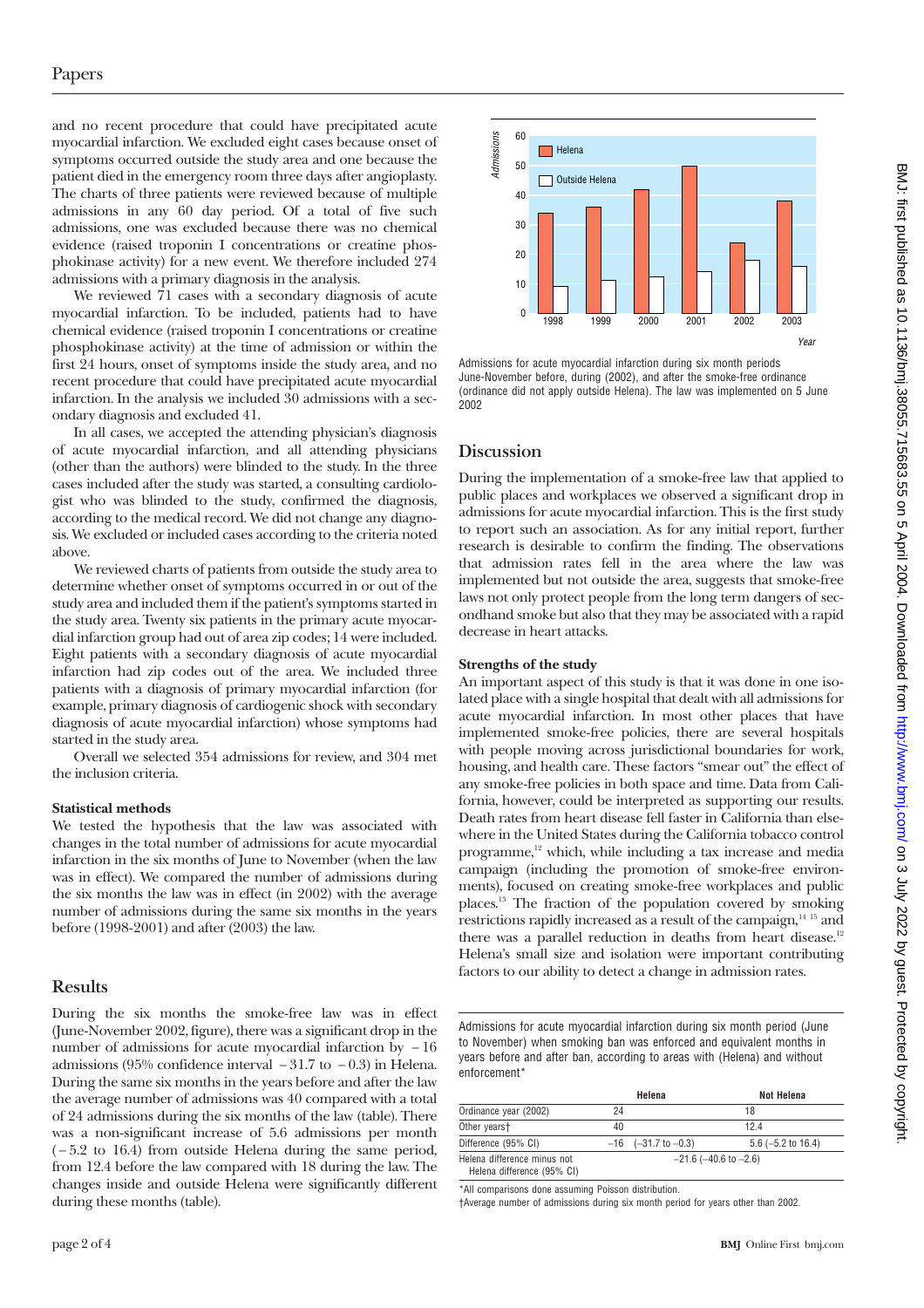and no recent procedure that could have precipitated acute myocardial infarction. We excluded eight cases because onset of symptoms occurred outside the study area and one because the patient died in the emergency room three days after angioplasty. The charts of three patients were reviewed because of multiple admissions in any 60 day period. Of a total of five such admissions, one was excluded because there was no chemical evidence (raised troponin I concentrations or creatine phosphokinase activity) for a new event. We therefore included 274 admissions with a primary diagnosis in the analysis.

We reviewed 71 cases with a secondary diagnosis of acute myocardial infarction. To be included, patients had to have chemical evidence (raised troponin I concentrations or creatine phosphokinase activity) at the time of admission or within the first 24 hours, onset of symptoms inside the study area, and no recent procedure that could have precipitated acute myocardial infarction. In the analysis we included 30 admissions with a secondary diagnosis and excluded 41.

In all cases, we accepted the attending physician's diagnosis of acute myocardial infarction, and all attending physicians (other than the authors) were blinded to the study. In the three cases included after the study was started, a consulting cardiologist who was blinded to the study, confirmed the diagnosis, according to the medical record. We did not change any diagnosis. We excluded or included cases according to the criteria noted above.

We reviewed charts of patients from outside the study area to determine whether onset of symptoms occurred in or out of the study area and included them if the patient's symptoms started in the study area. Twenty six patients in the primary acute myocardial infarction group had out of area zip codes; 14 were included. Eight patients with a secondary diagnosis of acute myocardial infarction had zip codes out of the area. We included three patients with a diagnosis of primary myocardial infarction (for example, primary diagnosis of cardiogenic shock with secondary diagnosis of acute myocardial infarction) whose symptoms had started in the study area.

Overall we selected 354 admissions for review, and 304 met the inclusion criteria.

#### Statistical methods

We tested the hypothesis that the law was associated with changes in the total number of admissions for acute myocardial infarction in the six months of June to November (when the law was in effect). We compared the number of admissions during the six months the law was in effect (in 2002) with the average number of admissions during the same six months in the years before (1998-2001) and after (2003) the law.

## Results

During the six months the smoke-free law was in effect (June-November 2002, figure), there was a significant drop in the number of admissions for acute myocardial infarction by −16 admissions (95% confidence interval −31.7 to −0.3) in Helena. During the same six months in the years before and after the law the average number of admissions was 40 compared with a total of 24 admissions during the six months of the law (table). There was a non-significant increase of 5.6 admissions per month (−5.2 to 16.4) from outside Helena during the same period, from 12.4 before the law compared with 18 during the law. The changes inside and outside Helena were significantly different during these months (table).

Admissions for acute myocardial infarction during six month periods June-November before, during (2002), and after the smoke-free ordinance (ordinance did not apply outside Helena). The law was implemented on 5 June 2002

## Discussion

During the implementation of a smoke-free law that applied to public places and workplaces we observed a significant drop in admissions for acute myocardial infarction. This is the first study to report such an association. As for any initial report, further research is desirable to confirm the finding. The observations that admission rates fell in the area where the law was implemented but not outside the area, suggests that smoke-free laws not only protect people from the long term dangers of secondhand smoke but also that they may be associated with a rapid decrease in heart attacks.

#### Strengths of the study

An important aspect of this study is that it was done in one isolated place with a single hospital that dealt with all admissions for acute myocardial infarction. In most other places that have implemented smoke-free policies, there are several hospitals with people moving across jurisdictional boundaries for work, housing, and health care. These factors "smear out" the effect of any smoke-free policies in both space and time. Data from California, however, could be interpreted as supporting our results. Death rates from heart disease fell faster in California than elsewhere in the United States during the California tobacco control programme,[12] which, while including a tax increase and media campaign (including the promotion of smoke-free environments), focused on creating smoke-free workplaces and public places.[13] The fraction of the population covered by smoking restrictions rapidly increased as a result of the campaign,[14 15] and there was a parallel reduction in deaths from heart disease.[12] Helena's small size and isolation were important contributing factors to our ability to detect a change in admission rates.

Admissions for acute myocardial infarction during six month period (June to November) when smoking ban was enforced and equivalent months in years before and after ban, according to areas with (Helena) and without enforcement*

| | Helena | Not Helena |
|---|---|---|
| Ordinance year (2002) | 24 | 18 |
| Other years† | 40 | 12.4 |
| Difference (95% CI) | −16 (−31.7 to −0.3) | 5.6 (−5.2 to 16.4) |
| Helena difference minus not Helena difference (95% CI) | −21.6 (−40.6 to −2.6) | |

*All comparisons done assuming Poisson distribution.

†Average number of admissions during six month period for years other than 2002.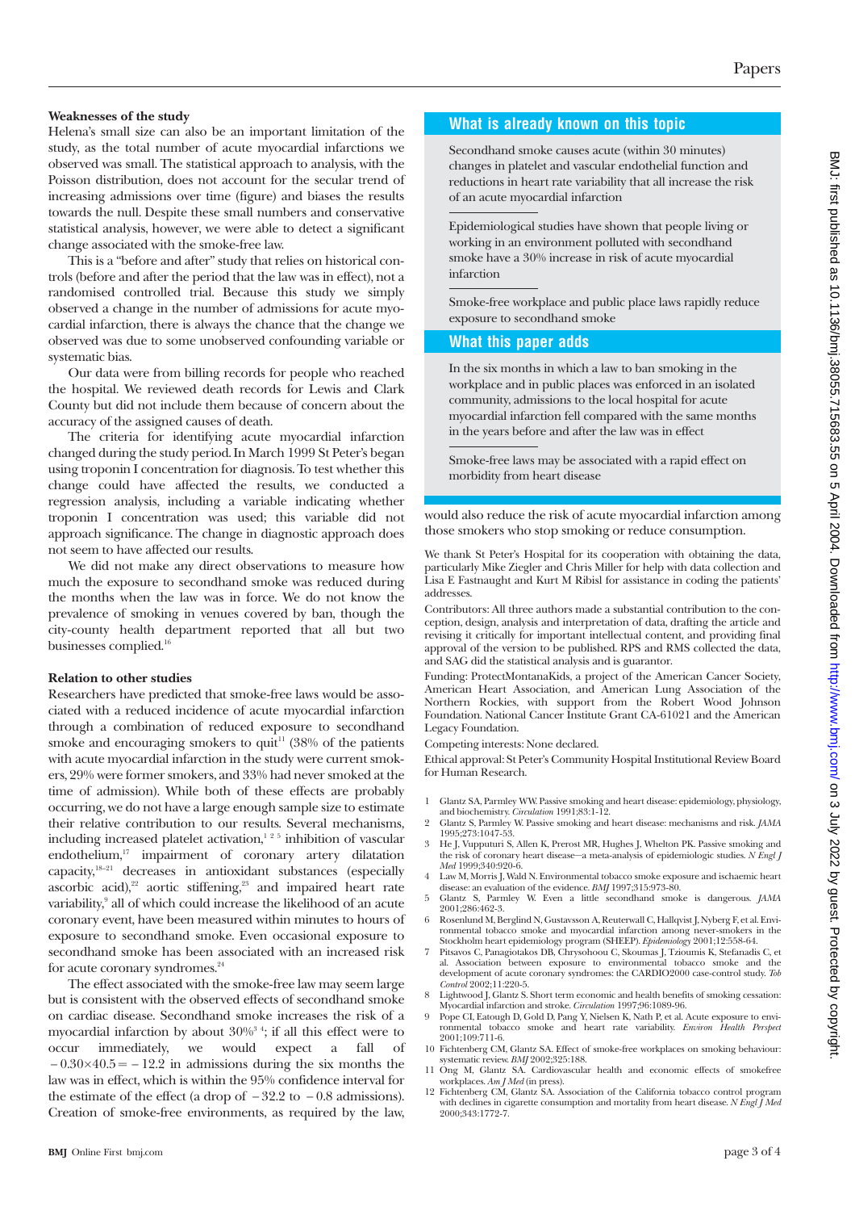**Weaknesses of the study**

Helena's small size can also be an important limitation of the study, as the total number of acute myocardial infarctions we observed was small. The statistical approach to analysis, with the Poisson distribution, does not account for the secular trend of increasing admissions over time (figure) and biases the results towards the null. Despite these small numbers and conservative statistical analysis, however, we were able to detect a significant change associated with the smoke-free law.

This is a "before and after" study that relies on historical controls (before and after the period that the law was in effect), not a randomised controlled trial. Because this study we simply observed a change in the number of admissions for acute myocardial infarction, there is always the chance that the change we observed was due to some unobserved confounding variable or systematic bias.

Our data were from billing records for people who reached the hospital. We reviewed death records for Lewis and Clark County but did not include them because of concern about the accuracy of the assigned causes of death.

The criteria for identifying acute myocardial infarction changed during the study period. In March 1999 St Peter's began using troponin I concentration for diagnosis. To test whether this change could have affected the results, we conducted a regression analysis, including a variable indicating whether troponin I concentration was used; this variable did not approach significance. The change in diagnostic approach does not seem to have affected our results.

We did not make any direct observations to measure how much the exposure to secondhand smoke was reduced during the months when the law was in force. We do not know the prevalence of smoking in venues covered by ban, though the city-county health department reported that all but two businesses complied.[16]

**Relation to other studies**

Researchers have predicted that smoke-free laws would be associated with a reduced incidence of acute myocardial infarction through a combination of reduced exposure to secondhand smoke and encouraging smokers to quit[11] (38% of the patients with acute myocardial infarction in the study were current smokers, 29% were former smokers, and 33% had never smoked at the time of admission). While both of these effects are probably occurring, we do not have a large enough sample size to estimate their relative contribution to our results. Several mechanisms, including increased platelet activation,[1 2 5] inhibition of vascular endothelium,[17] impairment of coronary artery dilatation capacity,[18–21] decreases in antioxidant substances (especially ascorbic acid),[22] aortic stiffening,[23] and impaired heart rate variability,[9] all of which could increase the likelihood of an acute coronary event, have been measured within minutes to hours of exposure to secondhand smoke. Even occasional exposure to secondhand smoke has been associated with an increased risk for acute coronary syndromes.[24]

The effect associated with the smoke-free law may seem large but is consistent with the observed effects of secondhand smoke on cardiac disease. Secondhand smoke increases the risk of a myocardial infarction by about 30%[3 4]; if all this effect were to occur immediately, we would expect a fall of $-0.30\times40.5 = -12.2$ in admissions during the six months the law was in effect, which is within the 95% confidence interval for the estimate of the effect (a drop of $-32.2$ to $-0.8$ admissions). Creation of smoke-free environments, as required by the law, would also reduce the risk of acute myocardial infarction among those smokers who stop smoking or reduce consumption.

**What is already known on this topic**

Secondhand smoke causes acute (within 30 minutes) changes in platelet and vascular endothelial function and reductions in heart rate variability that all increase the risk of an acute myocardial infarction

Epidemiological studies have shown that people living or working in an environment polluted with secondhand smoke have a 30% increase in risk of acute myocardial infarction

Smoke-free workplace and public place laws rapidly reduce exposure to secondhand smoke

**What this paper adds**

In the six months in which a law to ban smoking in the workplace and in public places was enforced in an isolated community, admissions to the local hospital for acute myocardial infarction fell compared with the same months in the years before and after the law was in effect

Smoke-free laws may be associated with a rapid effect on morbidity from heart disease

We thank St Peter's Hospital for its cooperation with obtaining the data, particularly Mike Ziegler and Chris Miller for help with data collection and Lisa E Fastnaught and Kurt M Ribisl for assistance in coding the patients' addresses.

Contributors: All three authors made a substantial contribution to the conception, design, analysis and interpretation of data, drafting the article and revising it critically for important intellectual content, and providing final approval of the version to be published. RPS and RMS collected the data, and SAG did the statistical analysis and is guarantor.

Funding: ProtectMontanaKids, a project of the American Cancer Society, American Heart Association, and American Lung Association of the Northern Rockies, with support from the Robert Wood Johnson Foundation. National Cancer Institute Grant CA-61021 and the American Legacy Foundation.

Competing interests: None declared.

Ethical approval: St Peter's Community Hospital Institutional Review Board for Human Research.

1. Glantz SA, Parmley WW. Passive smoking and heart disease: epidemiology, physiology, and biochemistry. *Circulation* 1991;83:1-12.
2. Glantz S, Parmley W. Passive smoking and heart disease: mechanisms and risk. *JAMA* 1995;273:1047-53.
3. He J, Vupputuri S, Allen K, Prerost MR, Hughes J, Whelton PK. Passive smoking and the risk of coronary heart disease—a meta-analysis of epidemiologic studies. *N Engl J Med* 1999;340:920-6.
4. Law M, Morris J, Wald N. Environmental tobacco smoke exposure and ischaemic heart disease: an evaluation of the evidence. *BMJ* 1997;315:973-80.
5. Glantz S, Parmley W. Even a little secondhand smoke is dangerous. *JAMA* 2001;286:462-3.
6. Rosenlund M, Berglind N, Gustavsson A, Reuterwall C, Hallqvist J, Nyberg F, et al. Environmental tobacco smoke and myocardial infarction among never-smokers in the Stockholm heart epidemiology program (SHEEP). *Epidemiology* 2001;12:558-64.
7. Pitsavos C, Panagiotakos DB, Chrysohoou C, Skoumas J, Tzioumis K, Stefanadis C, et al. Association between exposure to environmental tobacco smoke and the development of acute coronary syndromes: the CARDIO2000 case-control study. *Tob Control* 2002;11:220-5.
8. Lightwood J, Glantz S. Short term economic and health benefits of smoking cessation: Myocardial infarction and stroke. *Circulation* 1997;96:1089-96.
9. Pope CI, Eatough D, Gold D, Pang Y, Nielsen K, Nath P, et al. Acute exposure to environmental tobacco smoke and heart rate variability. *Environ Health Perspect* 2001;109:711-6.
10. Fichtenberg CM, Glantz SA. Effect of smoke-free workplaces on smoking behaviour: systematic review. *BMJ* 2002;325:188.
11. Ong M, Glantz SA. Cardiovascular health and economic effects of smokefree workplaces. *Am J Med* (in press).
12. Fichtenberg CM, Glantz SA. Association of the California tobacco control program with declines in cigarette consumption and mortality from heart disease. *N Engl J Med* 2000;343:1772-7.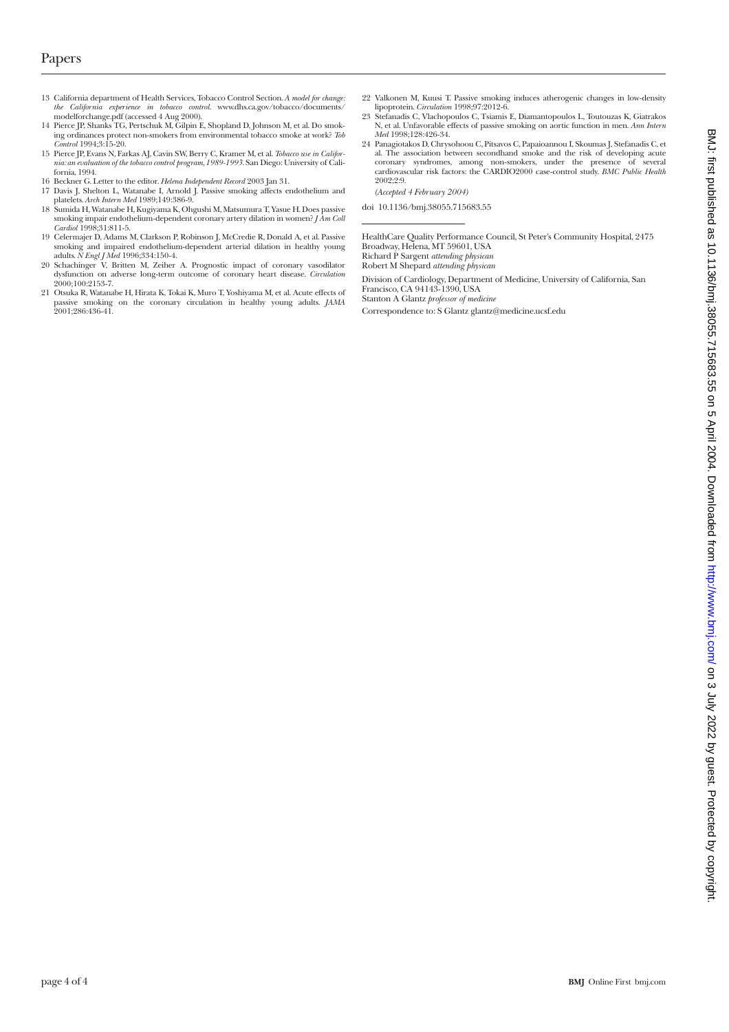13 California department of Health Services, Tobacco Control Section. *A model for change: the California experience in tobacco control.* www.dhs.ca.gov/tobacco/documents/modelforchange.pdf (accessed 4 Aug 2000).

14 Pierce JP, Shanks TG, Pertschuk M, Gilpin E, Shopland D, Johnson M, et al. Do smoking ordinances protect non-smokers from environmental tobacco smoke at work? *Tob Control* 1994;3:15-20.

15 Pierce JP, Evans N, Farkas AJ, Cavin SW, Berry C, Kramer M, et al. *Tobacco use in California: an evaluation of the tobacco control program, 1989-1993.* San Diego: University of California, 1994.

16 Beckner G. Letter to the editor. *Helena Independent Record* 2003 Jan 31.

17 Davis J, Shelton L, Watanabe I, Arnold J. Passive smoking affects endothelium and platelets. *Arch Intern Med* 1989;149:386-9.

18 Sumida H, Watanabe H, Kugiyama K, Ohgushi M, Matsumura T, Yasue H. Does passive smoking impair endothelium-dependent coronary artery dilation in women? *J Am Coll Cardiol* 1998;31:811-5.

19 Celermajer D, Adams M, Clarkson P, Robinson J, McCredie R, Donald A, et al. Passive smoking and impaired endothelium-dependent arterial dilation in healthy young adults. *N Engl J Med* 1996;334:150-4.

20 Schachinger V, Britten M, Zeiher A. Prognostic impact of coronary vasodilator dysfunction on adverse long-term outcome of coronary heart disease. *Circulation* 2000;100:2153-7.

21 Otsuka R, Watanabe H, Hirata K, Tokai K, Muro T, Yoshiyama M, et al. Acute effects of passive smoking on the coronary circulation in healthy young adults. *JAMA* 2001;286:436-41.

22 Valkonen M, Kuusi T. Passive smoking induces atherogenic changes in low-density lipoprotein. *Circulation* 1998;97:2012-6.

23 Stefanadis C, Vlachopoulos C, Tsiamis E, Diamantopoulos L, Toutouzas K, Giatrakos N, et al. Unfavorable effects of passive smoking on aortic function in men. *Ann Intern Med* 1998;128:426-34.

24 Panagiotakos D, Chrysohoou C, Pitsavos C, Papaioannou I, Skoumas J, Stefanadis C, et al. The association between secondhand smoke and the risk of developing acute coronary syndromes, among non-smokers, under the presence of several cardiovascular risk factors: the CARDIO2000 case-control study. *BMC Public Health* 2002;2:9.

*(Accepted 4 February 2004)*

doi 10.1136/bmj.38055.715683.55

---

HealthCare Quality Performance Council, St Peter's Community Hospital, 2475 Broadway, Helena, MT 59601, USA
Richard P Sargent *attending physican*
Robert M Shepard *attending physican*

Division of Cardiology, Department of Medicine, University of California, San Francisco, CA 94143-1390, USA
Stanton A Glantz *professor of medicine*

Correspondence to: S Glantz glantz@medicine.ucsf.edu